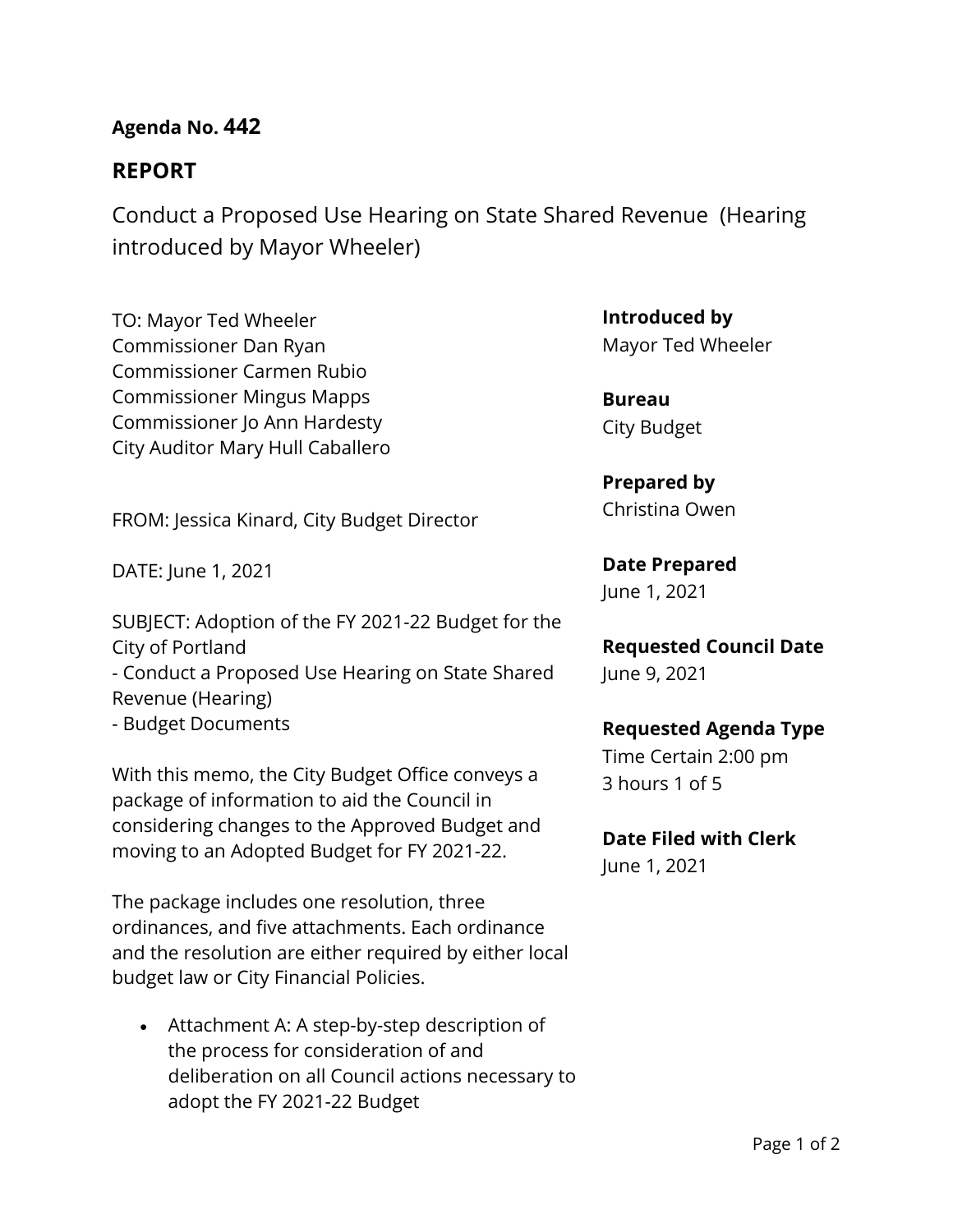**Agenda No. 442**

## REPORT

Conduct a Proposed Use Hearing on State Shared Revenue (Hearing introduced by Mayor Wheeler)

TO: Mayor Ted Wheeler
Commissioner Dan Ryan
Commissioner Carmen Rubio
Commissioner Mingus Mapps
Commissioner Jo Ann Hardesty
City Auditor Mary Hull Caballero

FROM: Jessica Kinard, City Budget Director

DATE: June 1, 2021

SUBJECT: Adoption of the FY 2021-22 Budget for the City of Portland
- Conduct a Proposed Use Hearing on State Shared Revenue (Hearing)
- Budget Documents

With this memo, the City Budget Office conveys a package of information to aid the Council in considering changes to the Approved Budget and moving to an Adopted Budget for FY 2021-22.

The package includes one resolution, three ordinances, and five attachments. Each ordinance and the resolution are either required by either local budget law or City Financial Policies.

- Attachment A: A step-by-step description of the process for consideration of and deliberation on all Council actions necessary to adopt the FY 2021-22 Budget

**Introduced by**
Mayor Ted Wheeler

**Bureau**
City Budget

**Prepared by**
Christina Owen

**Date Prepared**
June 1, 2021

**Requested Council Date**
June 9, 2021

**Requested Agenda Type**
Time Certain 2:00 pm
3 hours 1 of 5

**Date Filed with Clerk**
June 1, 2021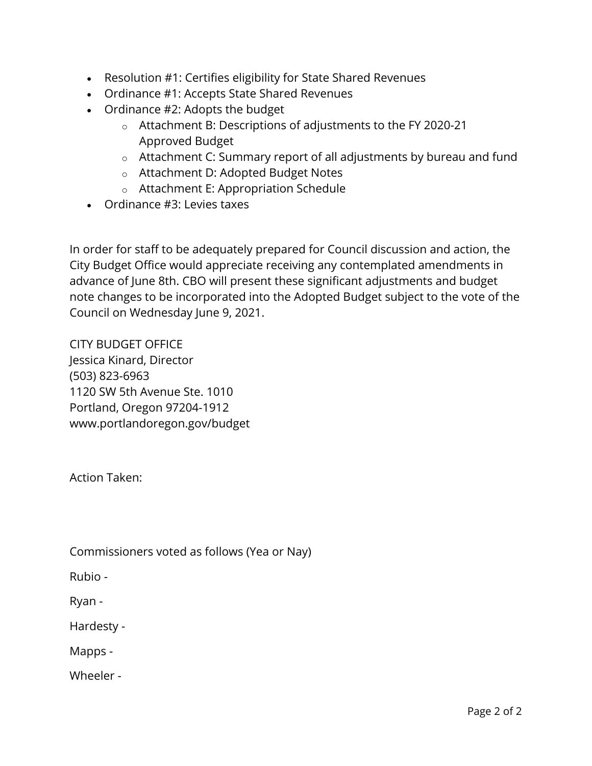- Resolution #1: Certifies eligibility for State Shared Revenues
- Ordinance #1: Accepts State Shared Revenues
- Ordinance #2: Adopts the budget
  - Attachment B: Descriptions of adjustments to the FY 2020-21 Approved Budget
  - Attachment C: Summary report of all adjustments by bureau and fund
  - Attachment D: Adopted Budget Notes
  - Attachment E: Appropriation Schedule
- Ordinance #3: Levies taxes

In order for staff to be adequately prepared for Council discussion and action, the City Budget Office would appreciate receiving any contemplated amendments in advance of June 8th. CBO will present these significant adjustments and budget note changes to be incorporated into the Adopted Budget subject to the vote of the Council on Wednesday June 9, 2021.

CITY BUDGET OFFICE
Jessica Kinard, Director
(503) 823-6963
1120 SW 5th Avenue Ste. 1010
Portland, Oregon 97204-1912
www.portlandoregon.gov/budget

Action Taken:

Commissioners voted as follows (Yea or Nay)

Rubio -

Ryan -

Hardesty -

Mapps -

Wheeler -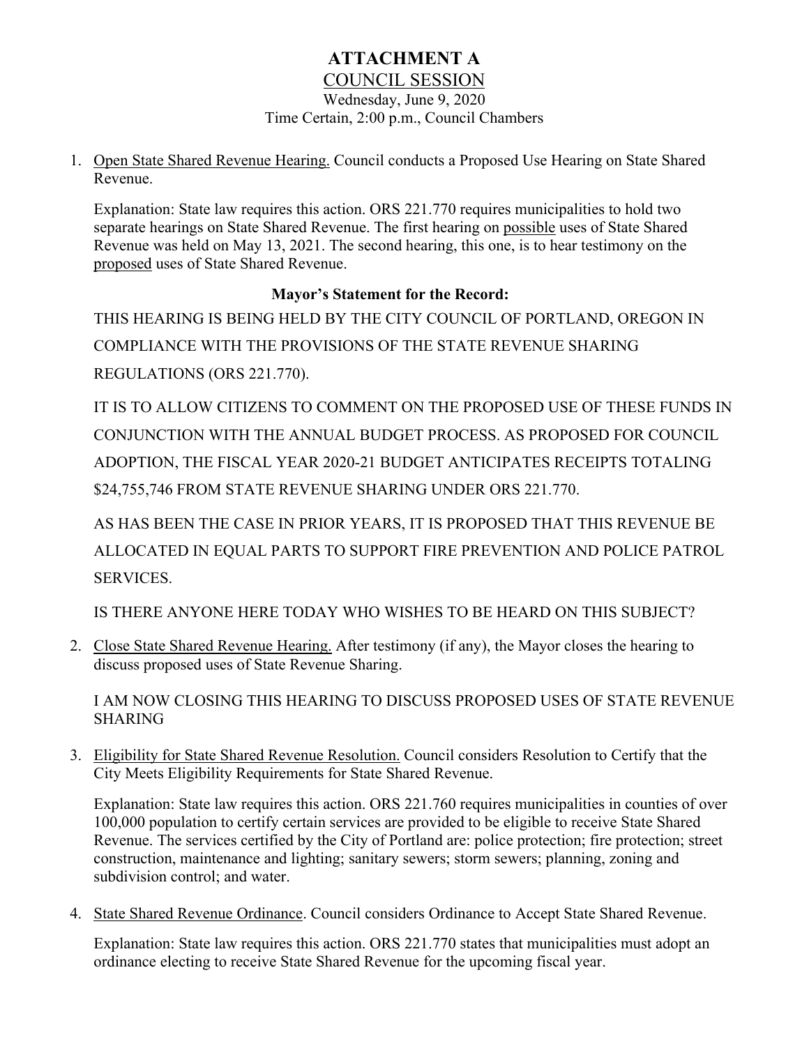# ATTACHMENT A

## COUNCIL SESSION

Wednesday, June 9, 2020

Time Certain, 2:00 p.m., Council Chambers

1. Open State Shared Revenue Hearing. Council conducts a Proposed Use Hearing on State Shared Revenue.

   Explanation: State law requires this action. ORS 221.770 requires municipalities to hold two separate hearings on State Shared Revenue. The first hearing on possible uses of State Shared Revenue was held on May 13, 2021. The second hearing, this one, is to hear testimony on the proposed uses of State Shared Revenue.

   **Mayor's Statement for the Record:**

   THIS HEARING IS BEING HELD BY THE CITY COUNCIL OF PORTLAND, OREGON IN COMPLIANCE WITH THE PROVISIONS OF THE STATE REVENUE SHARING REGULATIONS (ORS 221.770).

   IT IS TO ALLOW CITIZENS TO COMMENT ON THE PROPOSED USE OF THESE FUNDS IN CONJUNCTION WITH THE ANNUAL BUDGET PROCESS. AS PROPOSED FOR COUNCIL ADOPTION, THE FISCAL YEAR 2020-21 BUDGET ANTICIPATES RECEIPTS TOTALING $24,755,746 FROM STATE REVENUE SHARING UNDER ORS 221.770.

   AS HAS BEEN THE CASE IN PRIOR YEARS, IT IS PROPOSED THAT THIS REVENUE BE ALLOCATED IN EQUAL PARTS TO SUPPORT FIRE PREVENTION AND POLICE PATROL SERVICES.

   IS THERE ANYONE HERE TODAY WHO WISHES TO BE HEARD ON THIS SUBJECT?

2. Close State Shared Revenue Hearing. After testimony (if any), the Mayor closes the hearing to discuss proposed uses of State Revenue Sharing.

   I AM NOW CLOSING THIS HEARING TO DISCUSS PROPOSED USES OF STATE REVENUE SHARING

3. Eligibility for State Shared Revenue Resolution. Council considers Resolution to Certify that the City Meets Eligibility Requirements for State Shared Revenue.

   Explanation: State law requires this action. ORS 221.760 requires municipalities in counties of over 100,000 population to certify certain services are provided to be eligible to receive State Shared Revenue. The services certified by the City of Portland are: police protection; fire protection; street construction, maintenance and lighting; sanitary sewers; storm sewers; planning, zoning and subdivision control; and water.

4. State Shared Revenue Ordinance. Council considers Ordinance to Accept State Shared Revenue.

   Explanation: State law requires this action. ORS 221.770 states that municipalities must adopt an ordinance electing to receive State Shared Revenue for the upcoming fiscal year.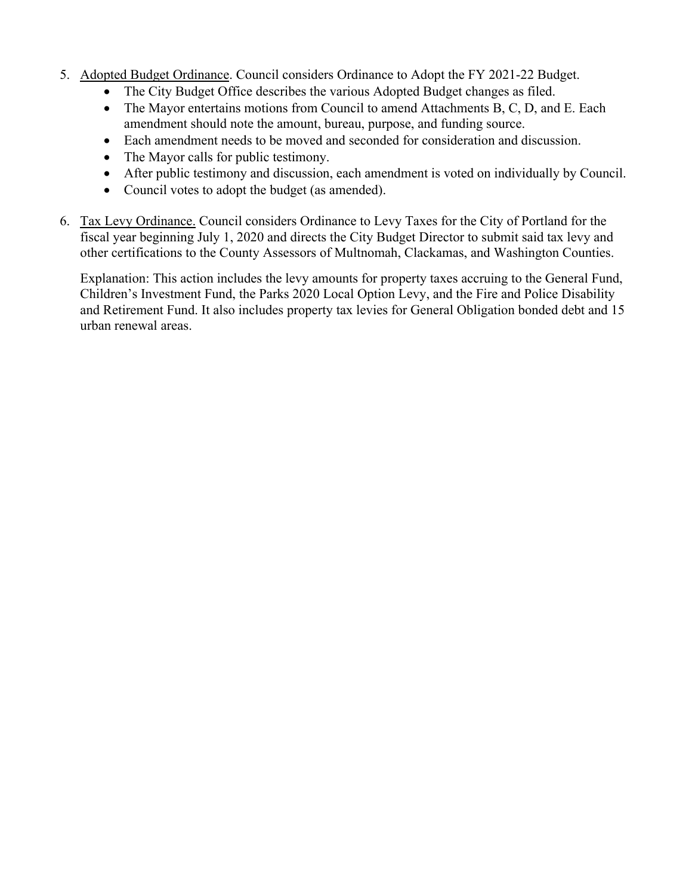5. Adopted Budget Ordinance. Council considers Ordinance to Adopt the FY 2021-22 Budget.
    - The City Budget Office describes the various Adopted Budget changes as filed.
    - The Mayor entertains motions from Council to amend Attachments B, C, D, and E. Each amendment should note the amount, bureau, purpose, and funding source.
    - Each amendment needs to be moved and seconded for consideration and discussion.
    - The Mayor calls for public testimony.
    - After public testimony and discussion, each amendment is voted on individually by Council.
    - Council votes to adopt the budget (as amended).

6. Tax Levy Ordinance. Council considers Ordinance to Levy Taxes for the City of Portland for the fiscal year beginning July 1, 2020 and directs the City Budget Director to submit said tax levy and other certifications to the County Assessors of Multnomah, Clackamas, and Washington Counties.

    Explanation: This action includes the levy amounts for property taxes accruing to the General Fund, Children's Investment Fund, the Parks 2020 Local Option Levy, and the Fire and Police Disability and Retirement Fund. It also includes property tax levies for General Obligation bonded debt and 15 urban renewal areas.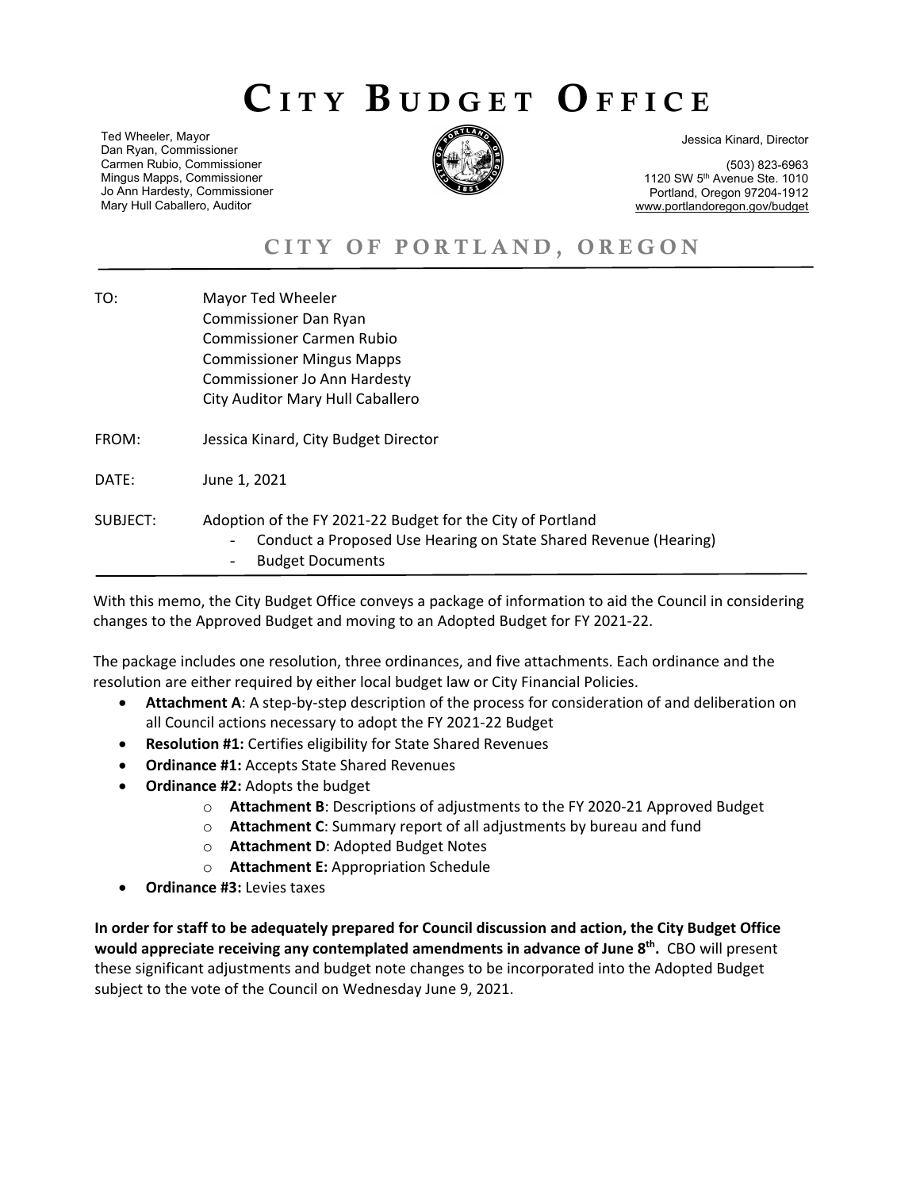# CITY BUDGET OFFICE

Ted Wheeler, Mayor
Dan Ryan, Commissioner
Carmen Rubio, Commissioner
Mingus Mapps, Commissioner
Jo Ann Hardesty, Commissioner
Mary Hull Caballero, Auditor

Jessica Kinard, Director

(503) 823-6963
1120 SW 5th Avenue Ste. 1010
Portland, Oregon 97204-1912
www.portlandoregon.gov/budget

## CITY OF PORTLAND, OREGON

TO: Mayor Ted Wheeler
Commissioner Dan Ryan
Commissioner Carmen Rubio
Commissioner Mingus Mapps
Commissioner Jo Ann Hardesty
City Auditor Mary Hull Caballero

FROM: Jessica Kinard, City Budget Director

DATE: June 1, 2021

SUBJECT: Adoption of the FY 2021-22 Budget for the City of Portland
- Conduct a Proposed Use Hearing on State Shared Revenue (Hearing)
- Budget Documents

With this memo, the City Budget Office conveys a package of information to aid the Council in considering changes to the Approved Budget and moving to an Adopted Budget for FY 2021-22.

The package includes one resolution, three ordinances, and five attachments. Each ordinance and the resolution are either required by either local budget law or City Financial Policies.

- **Attachment A**: A step-by-step description of the process for consideration of and deliberation on all Council actions necessary to adopt the FY 2021-22 Budget
- **Resolution #1:** Certifies eligibility for State Shared Revenues
- **Ordinance #1:** Accepts State Shared Revenues
- **Ordinance #2:** Adopts the budget
  - **Attachment B**: Descriptions of adjustments to the FY 2020-21 Approved Budget
  - **Attachment C**: Summary report of all adjustments by bureau and fund
  - **Attachment D**: Adopted Budget Notes
  - **Attachment E:** Appropriation Schedule
- **Ordinance #3:** Levies taxes

**In order for staff to be adequately prepared for Council discussion and action, the City Budget Office would appreciate receiving any contemplated amendments in advance of June 8th.** CBO will present these significant adjustments and budget note changes to be incorporated into the Adopted Budget subject to the vote of the Council on Wednesday June 9, 2021.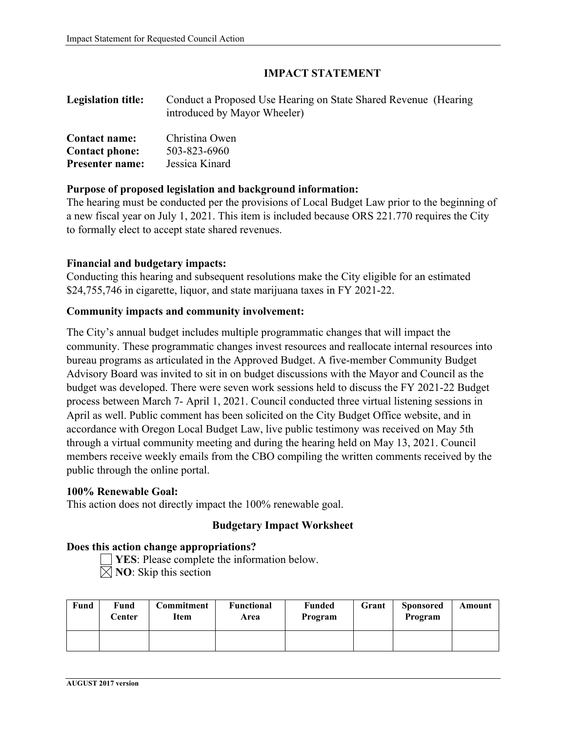# IMPACT STATEMENT

**Legislation title:** Conduct a Proposed Use Hearing on State Shared Revenue (Hearing introduced by Mayor Wheeler)

**Contact name:** Christina Owen
**Contact phone:** 503-823-6960
**Presenter name:** Jessica Kinard

### Purpose of proposed legislation and background information:

The hearing must be conducted per the provisions of Local Budget Law prior to the beginning of a new fiscal year on July 1, 2021. This item is included because ORS 221.770 requires the City to formally elect to accept state shared revenues.

### Financial and budgetary impacts:

Conducting this hearing and subsequent resolutions make the City eligible for an estimated $24,755,746 in cigarette, liquor, and state marijuana taxes in FY 2021-22.

### Community impacts and community involvement:

The City's annual budget includes multiple programmatic changes that will impact the community. These programmatic changes invest resources and reallocate internal resources into bureau programs as articulated in the Approved Budget. A five-member Community Budget Advisory Board was invited to sit in on budget discussions with the Mayor and Council as the budget was developed. There were seven work sessions held to discuss the FY 2021-22 Budget process between March 7- April 1, 2021. Council conducted three virtual listening sessions in April as well. Public comment has been solicited on the City Budget Office website, and in accordance with Oregon Local Budget Law, live public testimony was received on May 5th through a virtual community meeting and during the hearing held on May 13, 2021. Council members receive weekly emails from the CBO compiling the written comments received by the public through the online portal.

### 100% Renewable Goal:

This action does not directly impact the 100% renewable goal.

## Budgetary Impact Worksheet

### Does this action change appropriations?

☐ **YES**: Please complete the information below.
☒ **NO**: Skip this section

| Fund | Fund Center | Commitment Item | Functional Area | Funded Program | Grant | Sponsored Program | Amount |
|---|---|---|---|---|---|---|---|
| | | | | | | | |

**AUGUST 2017 version**